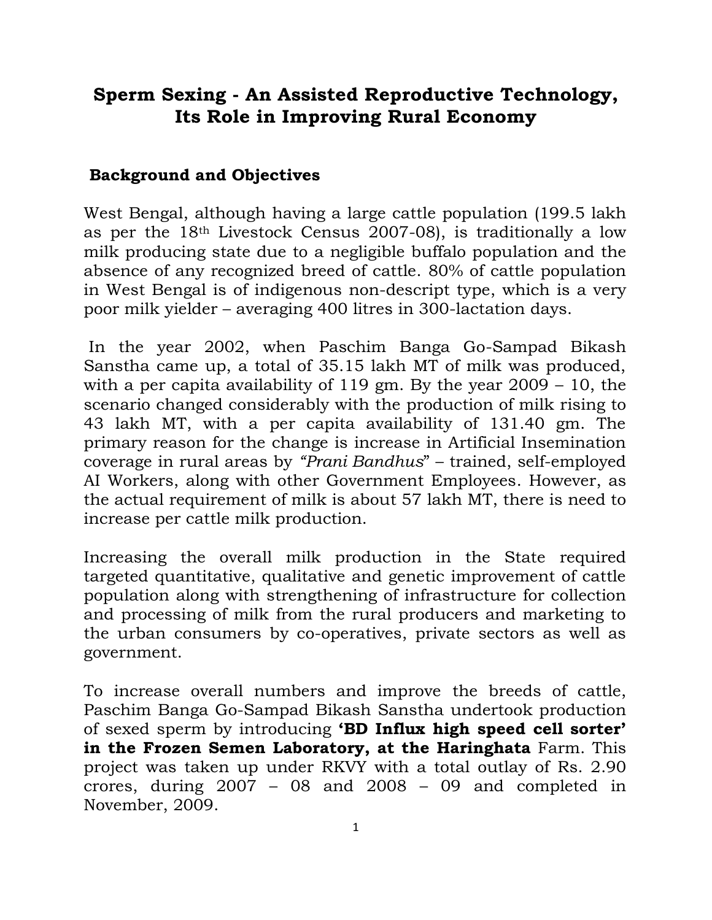# Sperm Sexing - An Assisted Reproductive Technology, Its Role in Improving Rural Economy

## Background and Objectives

West Bengal, although having a large cattle population (199.5 lakh as per the 18th Livestock Census 2007-08), is traditionally a low milk producing state due to a negligible buffalo population and the absence of any recognized breed of cattle. 80% of cattle population in West Bengal is of indigenous non-descript type, which is a very poor milk yielder – averaging 400 litres in 300-lactation days.

In the year 2002, when Paschim Banga Go-Sampad Bikash Sanstha came up, a total of 35.15 lakh MT of milk was produced, with a per capita availability of 119 gm. By the year 2009 – 10, the scenario changed considerably with the production of milk rising to 43 lakh MT, with a per capita availability of 131.40 gm. The primary reason for the change is increase in Artificial Insemination coverage in rural areas by *"Prani Bandhus*" – trained, self-employed AI Workers, along with other Government Employees. However, as the actual requirement of milk is about 57 lakh MT, there is need to increase per cattle milk production.

Increasing the overall milk production in the State required targeted quantitative, qualitative and genetic improvement of cattle population along with strengthening of infrastructure for collection and processing of milk from the rural producers and marketing to the urban consumers by co-operatives, private sectors as well as government.

To increase overall numbers and improve the breeds of cattle, Paschim Banga Go-Sampad Bikash Sanstha undertook production of sexed sperm by introducing **'BD Influx high speed cell sorter' in the Frozen Semen Laboratory, at the Haringhata** Farm. This project was taken up under RKVY with a total outlay of Rs. 2.90 crores, during 2007 – 08 and 2008 – 09 and completed in November, 2009.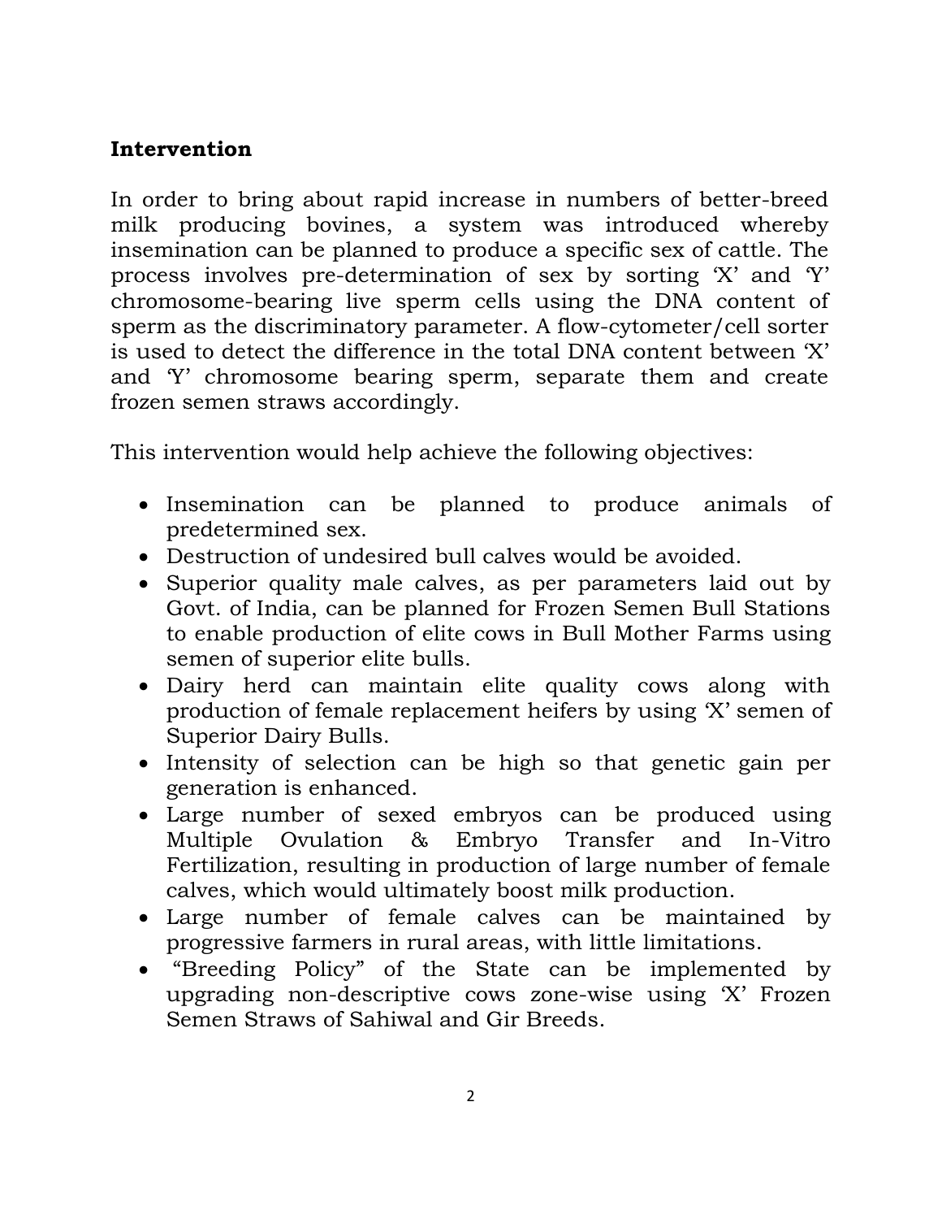**Intervention**

In order to bring about rapid increase in numbers of better-breed milk producing bovines, a system was introduced whereby insemination can be planned to produce a specific sex of cattle. The process involves pre-determination of sex by sorting 'X' and 'Y' chromosome-bearing live sperm cells using the DNA content of sperm as the discriminatory parameter. A flow-cytometer/cell sorter is used to detect the difference in the total DNA content between 'X' and 'Y' chromosome bearing sperm, separate them and create frozen semen straws accordingly.

This intervention would help achieve the following objectives:

- Insemination can be planned to produce animals of predetermined sex.
- Destruction of undesired bull calves would be avoided.
- Superior quality male calves, as per parameters laid out by Govt. of India, can be planned for Frozen Semen Bull Stations to enable production of elite cows in Bull Mother Farms using semen of superior elite bulls.
- Dairy herd can maintain elite quality cows along with production of female replacement heifers by using 'X' semen of Superior Dairy Bulls.
- Intensity of selection can be high so that genetic gain per generation is enhanced.
- Large number of sexed embryos can be produced using Multiple Ovulation & Embryo Transfer and In-Vitro Fertilization, resulting in production of large number of female calves, which would ultimately boost milk production.
- Large number of female calves can be maintained by progressive farmers in rural areas, with little limitations.
- "Breeding Policy" of the State can be implemented by upgrading non-descriptive cows zone-wise using 'X' Frozen Semen Straws of Sahiwal and Gir Breeds.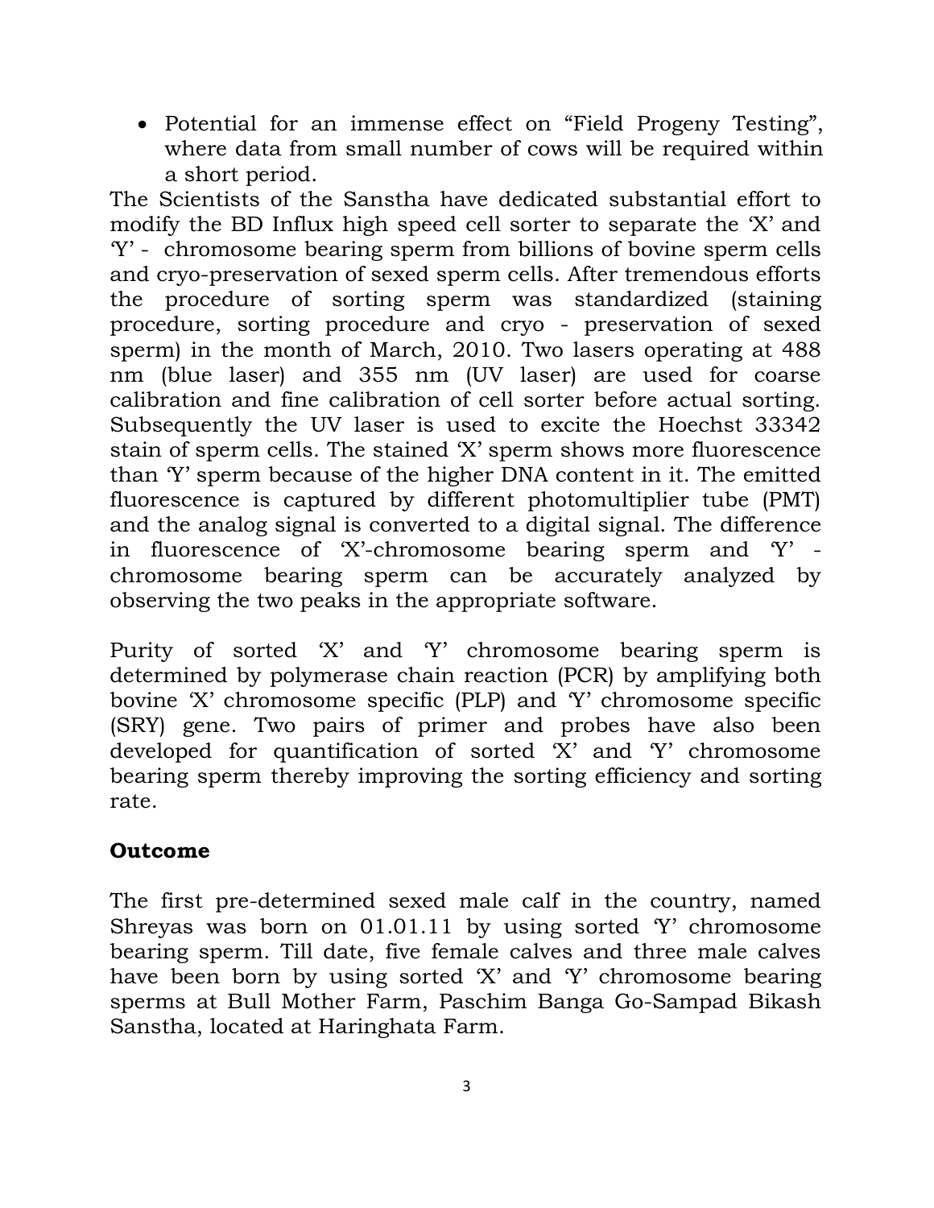- Potential for an immense effect on "Field Progeny Testing", where data from small number of cows will be required within a short period.

The Scientists of the Sanstha have dedicated substantial effort to modify the BD Influx high speed cell sorter to separate the 'X' and 'Y' - chromosome bearing sperm from billions of bovine sperm cells and cryo-preservation of sexed sperm cells. After tremendous efforts the procedure of sorting sperm was standardized (staining procedure, sorting procedure and cryo - preservation of sexed sperm) in the month of March, 2010. Two lasers operating at 488 nm (blue laser) and 355 nm (UV laser) are used for coarse calibration and fine calibration of cell sorter before actual sorting. Subsequently the UV laser is used to excite the Hoechst 33342 stain of sperm cells. The stained 'X' sperm shows more fluorescence than 'Y' sperm because of the higher DNA content in it. The emitted fluorescence is captured by different photomultiplier tube (PMT) and the analog signal is converted to a digital signal. The difference in fluorescence of 'X'-chromosome bearing sperm and 'Y' - chromosome bearing sperm can be accurately analyzed by observing the two peaks in the appropriate software.

Purity of sorted 'X' and 'Y' chromosome bearing sperm is determined by polymerase chain reaction (PCR) by amplifying both bovine 'X' chromosome specific (PLP) and 'Y' chromosome specific (SRY) gene. Two pairs of primer and probes have also been developed for quantification of sorted 'X' and 'Y' chromosome bearing sperm thereby improving the sorting efficiency and sorting rate.

## Outcome

The first pre-determined sexed male calf in the country, named Shreyas was born on 01.01.11 by using sorted 'Y' chromosome bearing sperm. Till date, five female calves and three male calves have been born by using sorted 'X' and 'Y' chromosome bearing sperms at Bull Mother Farm, Paschim Banga Go-Sampad Bikash Sanstha, located at Haringhata Farm.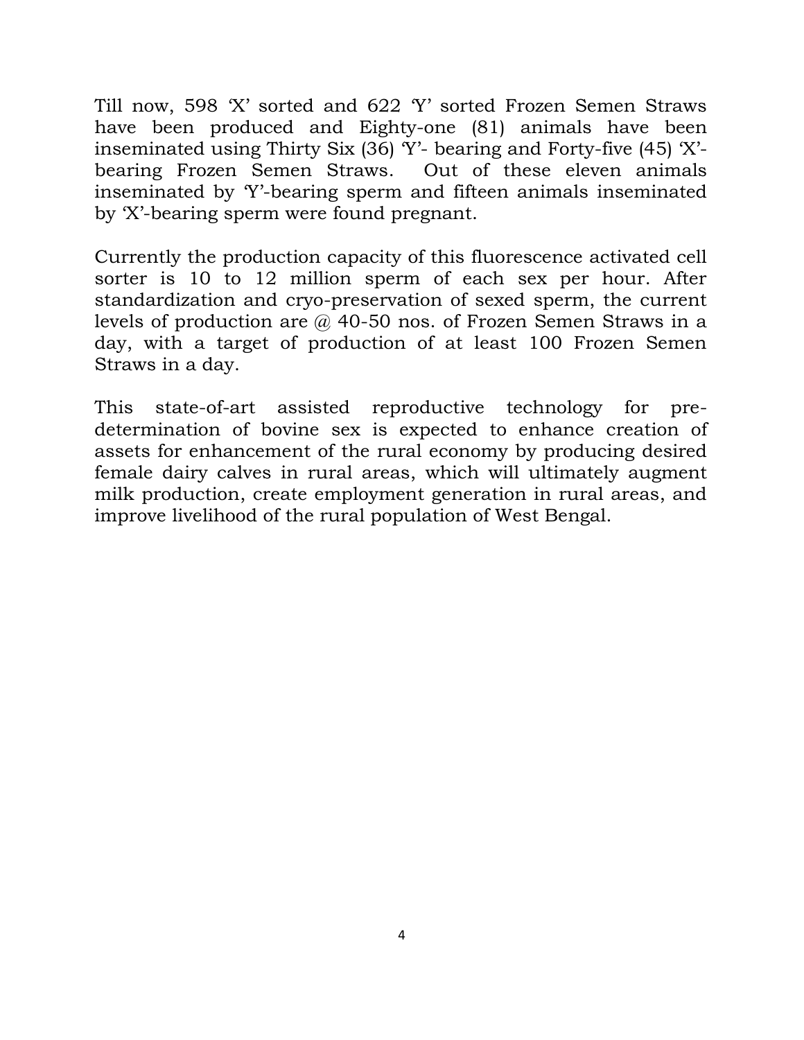Till now, 598 'X' sorted and 622 'Y' sorted Frozen Semen Straws have been produced and Eighty-one (81) animals have been inseminated using Thirty Six (36) 'Y'- bearing and Forty-five (45) 'X'-bearing Frozen Semen Straws. Out of these eleven animals inseminated by 'Y'-bearing sperm and fifteen animals inseminated by 'X'-bearing sperm were found pregnant.

Currently the production capacity of this fluorescence activated cell sorter is 10 to 12 million sperm of each sex per hour. After standardization and cryo-preservation of sexed sperm, the current levels of production are @ 40-50 nos. of Frozen Semen Straws in a day, with a target of production of at least 100 Frozen Semen Straws in a day.

This state-of-art assisted reproductive technology for pre-determination of bovine sex is expected to enhance creation of assets for enhancement of the rural economy by producing desired female dairy calves in rural areas, which will ultimately augment milk production, create employment generation in rural areas, and improve livelihood of the rural population of West Bengal.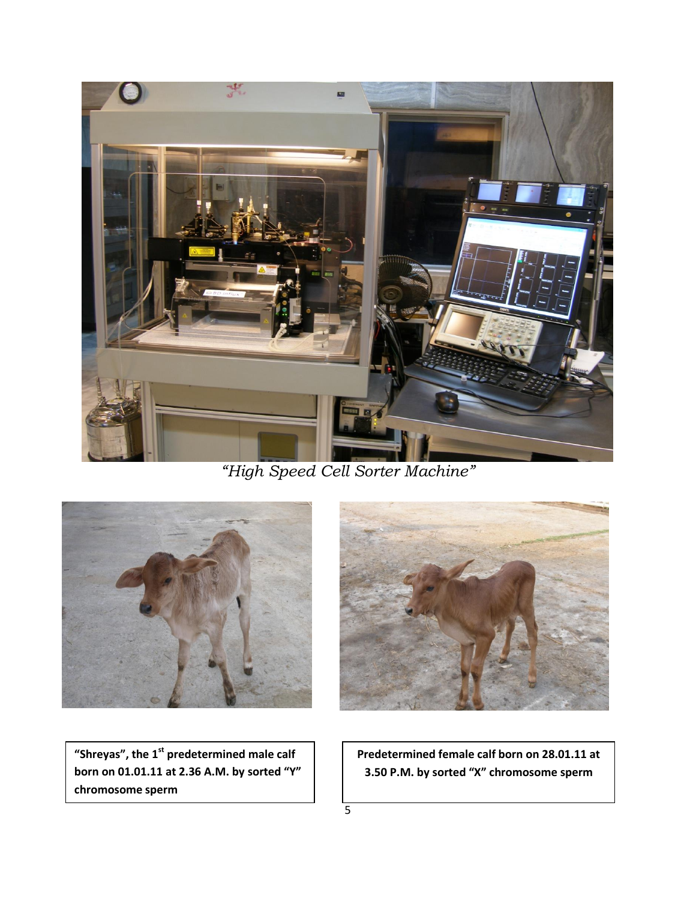*"High Speed Cell Sorter Machine"*

**"Shreyas", the 1st predetermined male calf born on 01.01.11 at 2.36 A.M. by sorted "Y" chromosome sperm**

**Predetermined female calf born on 28.01.11 at 3.50 P.M. by sorted "X" chromosome sperm**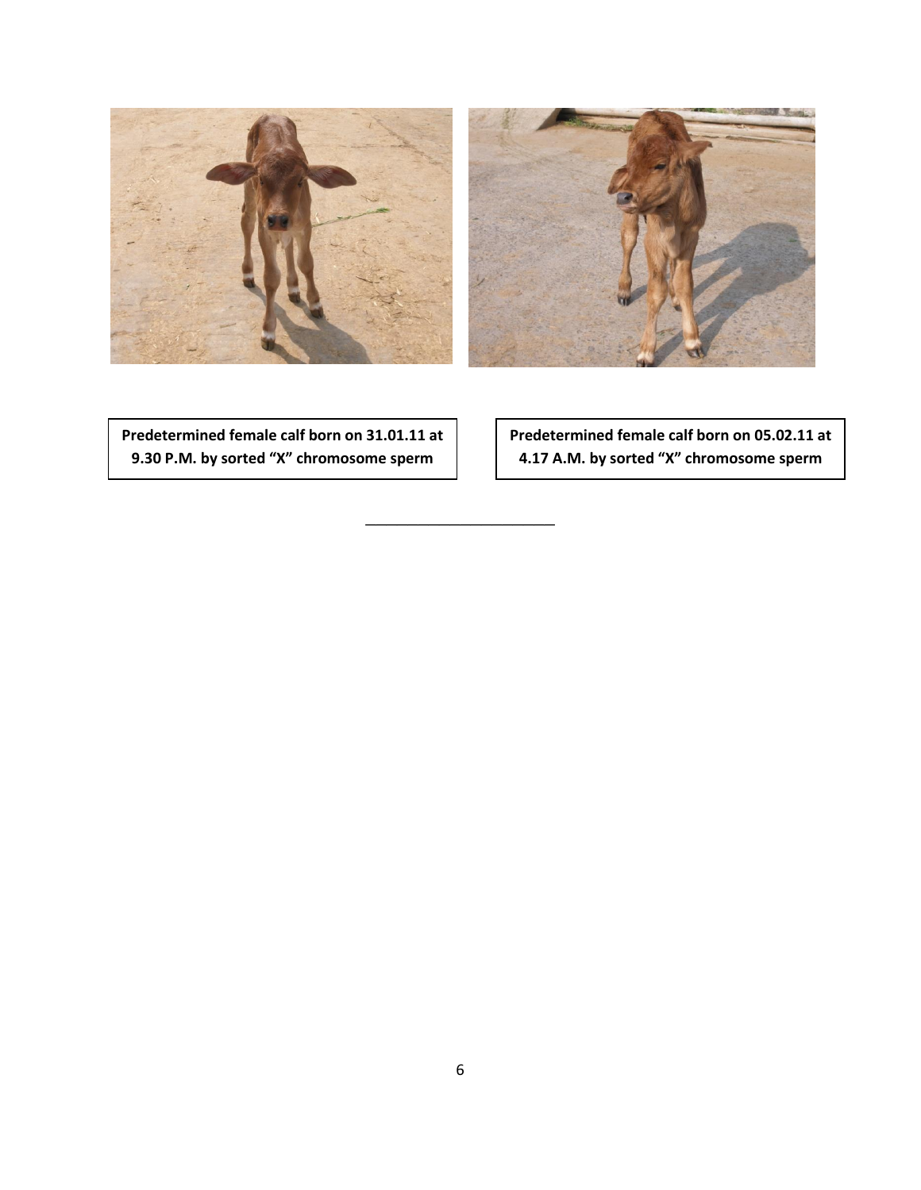**Predetermined female calf born on 31.01.11 at 9.30 P.M. by sorted "X" chromosome sperm**

**Predetermined female calf born on 05.02.11 at 4.17 A.M. by sorted "X" chromosome sperm**

---